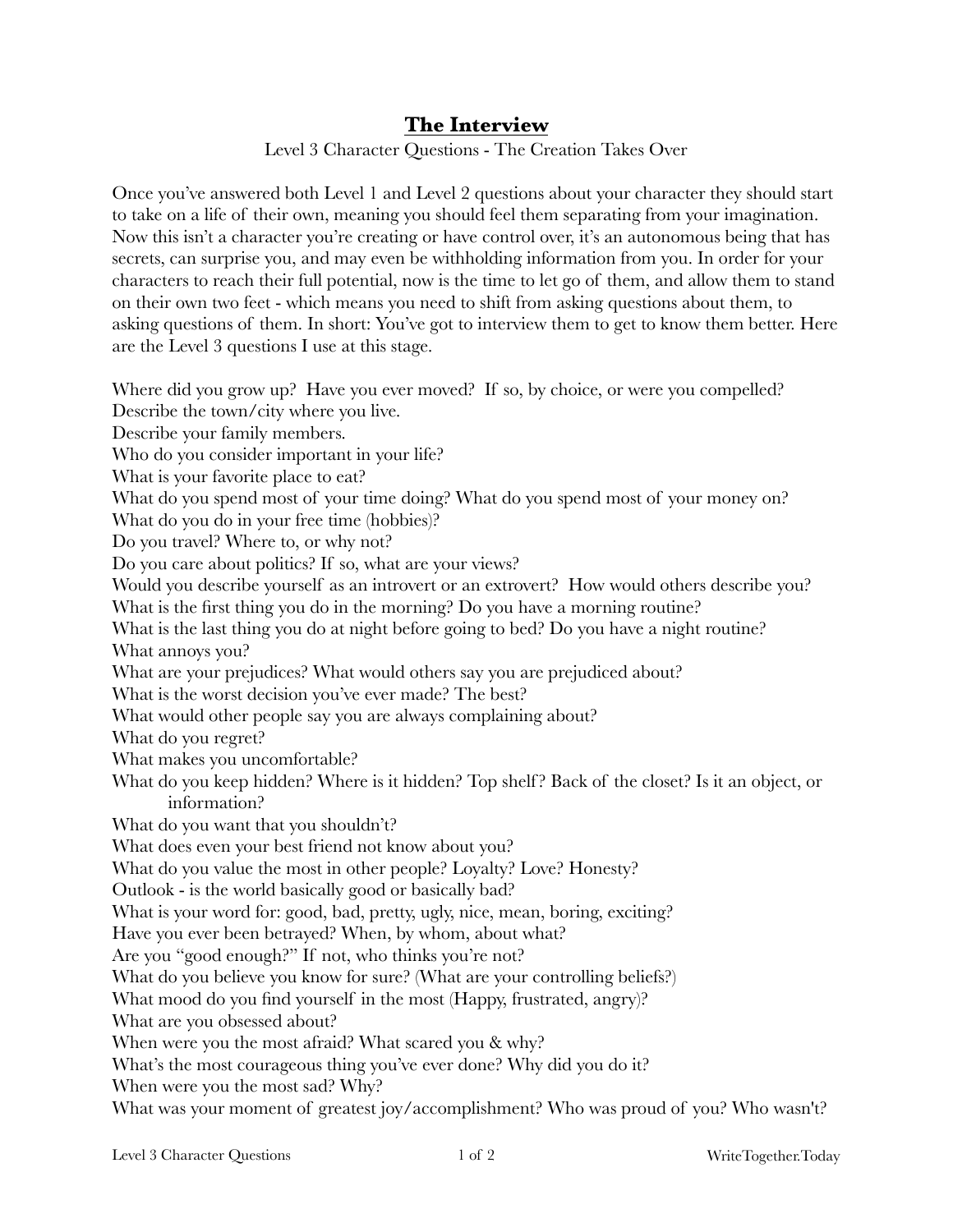# **The Interview**

Level 3 Character Questions - The Creation Takes Over

Once you've answered both Level 1 and Level 2 questions about your character they should start to take on a life of their own, meaning you should feel them separating from your imagination. Now this isn't a character you're creating or have control over, it's an autonomous being that has secrets, can surprise you, and may even be withholding information from you. In order for your characters to reach their full potential, now is the time to let go of them, and allow them to stand on their own two feet - which means you need to shift from asking questions about them, to asking questions of them. In short: You've got to interview them to get to know them better. Here are the Level 3 questions I use at this stage.

Where did you grow up? Have you ever moved? If so, by choice, or were you compelled?
Describe the town/city where you live.
Describe your family members.
Who do you consider important in your life?
What is your favorite place to eat?
What do you spend most of your time doing? What do you spend most of your money on?
What do you do in your free time (hobbies)?
Do you travel? Where to, or why not?
Do you care about politics? If so, what are your views?
Would you describe yourself as an introvert or an extrovert? How would others describe you?
What is the first thing you do in the morning? Do you have a morning routine?
What is the last thing you do at night before going to bed? Do you have a night routine?
What annoys you?
What are your prejudices? What would others say you are prejudiced about?
What is the worst decision you've ever made? The best?
What would other people say you are always complaining about?
What do you regret?
What makes you uncomfortable?
What do you keep hidden? Where is it hidden? Top shelf? Back of the closet? Is it an object, or information?
What do you want that you shouldn't?
What does even your best friend not know about you?
What do you value the most in other people? Loyalty? Love? Honesty?
Outlook - is the world basically good or basically bad?
What is your word for: good, bad, pretty, ugly, nice, mean, boring, exciting?
Have you ever been betrayed? When, by whom, about what?
Are you "good enough?" If not, who thinks you're not?
What do you believe you know for sure? (What are your controlling beliefs?)
What mood do you find yourself in the most (Happy, frustrated, angry)?
What are you obsessed about?
When were you the most afraid? What scared you & why?
What's the most courageous thing you've ever done? Why did you do it?
When were you the most sad? Why?
What was your moment of greatest joy/accomplishment? Who was proud of you? Who wasn't?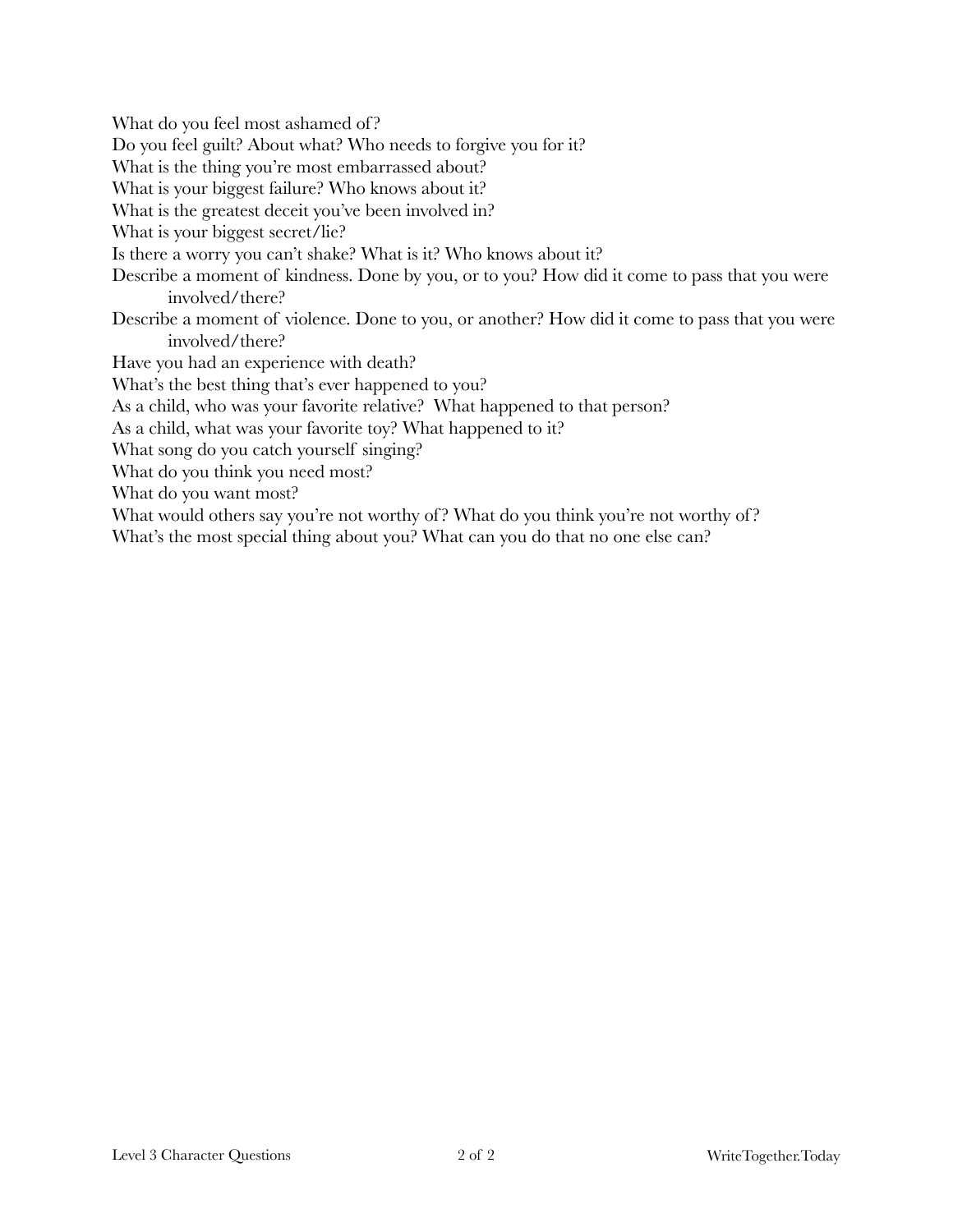What do you feel most ashamed of?
Do you feel guilt? About what? Who needs to forgive you for it?
What is the thing you're most embarrassed about?
What is your biggest failure? Who knows about it?
What is the greatest deceit you've been involved in?
What is your biggest secret/lie?
Is there a worry you can't shake? What is it? Who knows about it?
Describe a moment of kindness. Done by you, or to you? How did it come to pass that you were involved/there?
Describe a moment of violence. Done to you, or another? How did it come to pass that you were involved/there?
Have you had an experience with death?
What's the best thing that's ever happened to you?
As a child, who was your favorite relative? What happened to that person?
As a child, what was your favorite toy? What happened to it?
What song do you catch yourself singing?
What do you think you need most?
What do you want most?
What would others say you're not worthy of? What do you think you're not worthy of?
What's the most special thing about you? What can you do that no one else can?